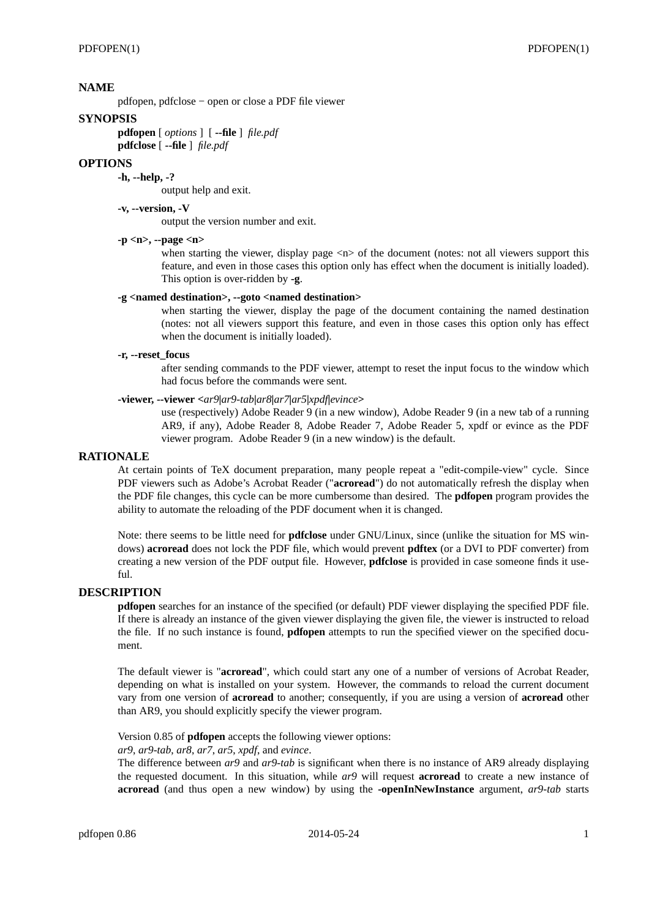## NAME

pdfopen, pdfclose − open or close a PDF file viewer

## SYNOPSIS

**pdfopen** [ *options* ] [ **--file** ] *file.pdf*
**pdfclose** [ **--file** ] *file.pdf*

## OPTIONS

**-h, --help, -?**
: output help and exit.

**-v, --version, -V**
: output the version number and exit.

**-p <n>, --page <n>**
: when starting the viewer, display page <n> of the document (notes: not all viewers support this feature, and even in those cases this option only has effect when the document is initially loaded). This option is over-ridden by **-g**.

**-g <named destination>, --goto <named destination>**
: when starting the viewer, display the page of the document containing the named destination (notes: not all viewers support this feature, and even in those cases this option only has effect when the document is initially loaded).

**-r, --reset_focus**
: after sending commands to the PDF viewer, attempt to reset the input focus to the window which had focus before the commands were sent.

**-viewer, --viewer <***ar9|ar9-tab|ar8|ar7|ar5|xpdf|evince***>**
: use (respectively) Adobe Reader 9 (in a new window), Adobe Reader 9 (in a new tab of a running AR9, if any), Adobe Reader 8, Adobe Reader 7, Adobe Reader 5, xpdf or evince as the PDF viewer program. Adobe Reader 9 (in a new window) is the default.

## RATIONALE

At certain points of TeX document preparation, many people repeat a "edit-compile-view" cycle. Since PDF viewers such as Adobe's Acrobat Reader ("**acroread**") do not automatically refresh the display when the PDF file changes, this cycle can be more cumbersome than desired. The **pdfopen** program provides the ability to automate the reloading of the PDF document when it is changed.

Note: there seems to be little need for **pdfclose** under GNU/Linux, since (unlike the situation for MS windows) **acroread** does not lock the PDF file, which would prevent **pdftex** (or a DVI to PDF converter) from creating a new version of the PDF output file. However, **pdfclose** is provided in case someone finds it useful.

## DESCRIPTION

**pdfopen** searches for an instance of the specified (or default) PDF viewer displaying the specified PDF file. If there is already an instance of the given viewer displaying the given file, the viewer is instructed to reload the file. If no such instance is found, **pdfopen** attempts to run the specified viewer on the specified document.

The default viewer is "**acroread**", which could start any one of a number of versions of Acrobat Reader, depending on what is installed on your system. However, the commands to reload the current document vary from one version of **acroread** to another; consequently, if you are using a version of **acroread** other than AR9, you should explicitly specify the viewer program.

Version 0.85 of **pdfopen** accepts the following viewer options:
*ar9*, *ar9-tab*, *ar8*, *ar7*, *ar5*, *xpdf*, and *evince*.
The difference between *ar9* and *ar9-tab* is significant when there is no instance of AR9 already displaying the requested document. In this situation, while *ar9* will request **acroread** to create a new instance of **acroread** (and thus open a new window) by using the **-openInNewInstance** argument, *ar9-tab* starts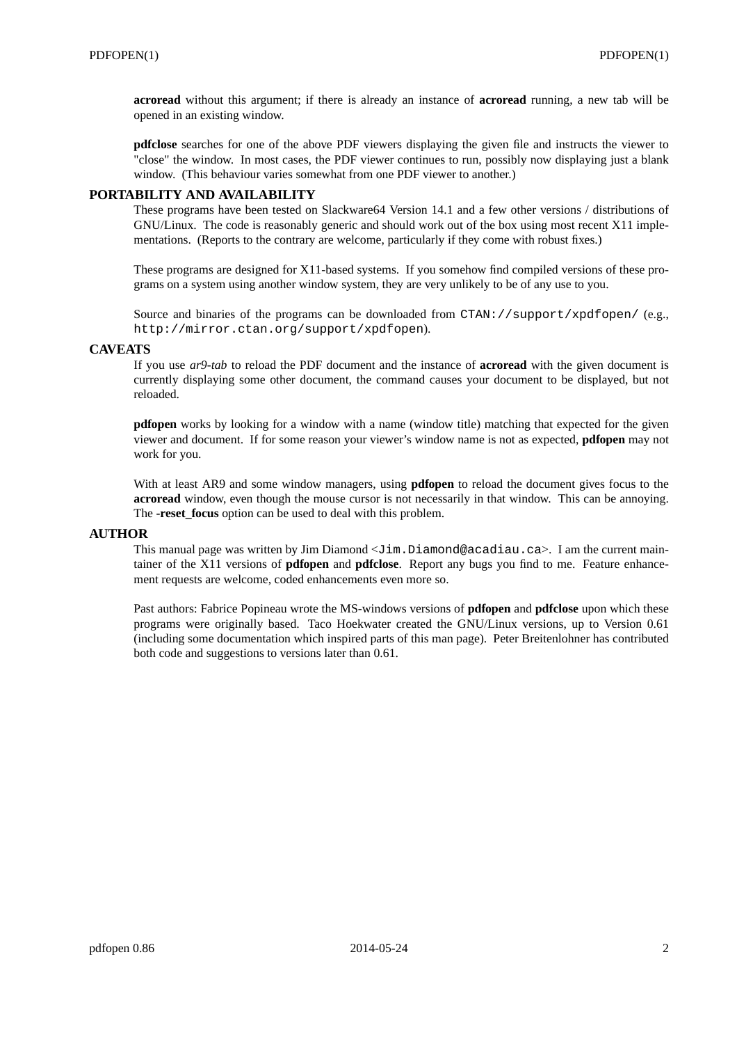**acroread** without this argument; if there is already an instance of **acroread** running, a new tab will be opened in an existing window.

**pdfclose** searches for one of the above PDF viewers displaying the given file and instructs the viewer to "close" the window. In most cases, the PDF viewer continues to run, possibly now displaying just a blank window. (This behaviour varies somewhat from one PDF viewer to another.)

## PORTABILITY AND AVAILABILITY

These programs have been tested on Slackware64 Version 14.1 and a few other versions / distributions of GNU/Linux. The code is reasonably generic and should work out of the box using most recent X11 implementations. (Reports to the contrary are welcome, particularly if they come with robust fixes.)

These programs are designed for X11-based systems. If you somehow find compiled versions of these programs on a system using another window system, they are very unlikely to be of any use to you.

Source and binaries of the programs can be downloaded from `CTAN://support/xpdfopen/` (e.g., `http://mirror.ctan.org/support/xpdfopen`).

## CAVEATS

If you use *ar9-tab* to reload the PDF document and the instance of **acroread** with the given document is currently displaying some other document, the command causes your document to be displayed, but not reloaded.

**pdfopen** works by looking for a window with a name (window title) matching that expected for the given viewer and document. If for some reason your viewer's window name is not as expected, **pdfopen** may not work for you.

With at least AR9 and some window managers, using **pdfopen** to reload the document gives focus to the **acroread** window, even though the mouse cursor is not necessarily in that window. This can be annoying. The **-reset_focus** option can be used to deal with this problem.

## AUTHOR

This manual page was written by Jim Diamond <`Jim.Diamond@acadiau.ca`>. I am the current maintainer of the X11 versions of **pdfopen** and **pdfclose**. Report any bugs you find to me. Feature enhancement requests are welcome, coded enhancements even more so.

Past authors: Fabrice Popineau wrote the MS-windows versions of **pdfopen** and **pdfclose** upon which these programs were originally based. Taco Hoekwater created the GNU/Linux versions, up to Version 0.61 (including some documentation which inspired parts of this man page). Peter Breitenlohner has contributed both code and suggestions to versions later than 0.61.